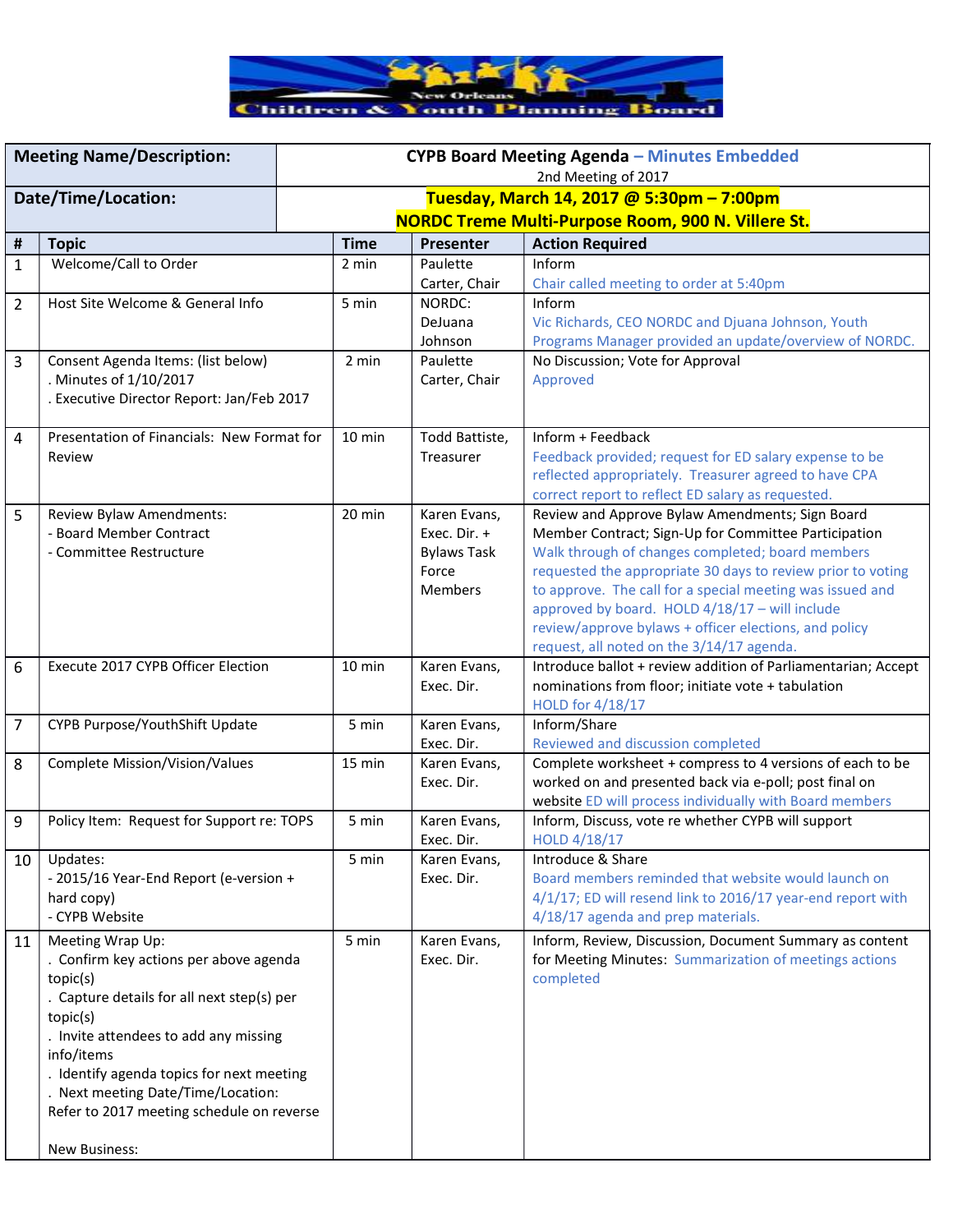New Orleans Children & Youth Planning Board

| Meeting Name/Description: | CYPB Board Meeting Agenda – Minutes Embedded<br>2nd Meeting of 2017 | | | |
|---|---|---|---|---|
| Date/Time/Location: | Tuesday, March 14, 2017 @ 5:30pm – 7:00pm<br>NORDC Treme Multi-Purpose Room, 900 N. Villere St. | | | |

| # | Topic | Time | Presenter | Action Required |
|---|---|---|---|---|
| 1 | Welcome/Call to Order | 2 min | Paulette Carter, Chair | Inform<br>Chair called meeting to order at 5:40pm |
| 2 | Host Site Welcome & General Info | 5 min | NORDC: DeJuana Johnson | Inform<br>Vic Richards, CEO NORDC and Djuana Johnson, Youth Programs Manager provided an update/overview of NORDC. |
| 3 | Consent Agenda Items: (list below)<br>. Minutes of 1/10/2017<br>. Executive Director Report: Jan/Feb 2017 | 2 min | Paulette Carter, Chair | No Discussion; Vote for Approval<br>Approved |
| 4 | Presentation of Financials: New Format for Review | 10 min | Todd Battiste, Treasurer | Inform + Feedback<br>Feedback provided; request for ED salary expense to be reflected appropriately. Treasurer agreed to have CPA correct report to reflect ED salary as requested. |
| 5 | Review Bylaw Amendments:<br>- Board Member Contract<br>- Committee Restructure | 20 min | Karen Evans, Exec. Dir. + Bylaws Task Force Members | Review and Approve Bylaw Amendments; Sign Board Member Contract; Sign-Up for Committee Participation<br>Walk through of changes completed; board members requested the appropriate 30 days to review prior to voting to approve. The call for a special meeting was issued and approved by board. HOLD 4/18/17 – will include review/approve bylaws + officer elections, and policy request, all noted on the 3/14/17 agenda. |
| 6 | Execute 2017 CYPB Officer Election | 10 min | Karen Evans, Exec. Dir. | Introduce ballot + review addition of Parliamentarian; Accept nominations from floor; initiate vote + tabulation<br>HOLD for 4/18/17 |
| 7 | CYPB Purpose/YouthShift Update | 5 min | Karen Evans, Exec. Dir. | Inform/Share<br>Reviewed and discussion completed |
| 8 | Complete Mission/Vision/Values | 15 min | Karen Evans, Exec. Dir. | Complete worksheet + compress to 4 versions of each to be worked on and presented back via e-poll; post final on website ED will process individually with Board members |
| 9 | Policy Item: Request for Support re: TOPS | 5 min | Karen Evans, Exec. Dir. | Inform, Discuss, vote re whether CYPB will support<br>HOLD 4/18/17 |
| 10 | Updates:<br>- 2015/16 Year-End Report (e-version + hard copy)<br>- CYPB Website | 5 min | Karen Evans, Exec. Dir. | Introduce & Share<br>Board members reminded that website would launch on 4/1/17; ED will resend link to 2016/17 year-end report with 4/18/17 agenda and prep materials. |
| 11 | Meeting Wrap Up:<br>. Confirm key actions per above agenda topic(s)<br>. Capture details for all next step(s) per topic(s)<br>. Invite attendees to add any missing info/items<br>. Identify agenda topics for next meeting<br>. Next meeting Date/Time/Location: Refer to 2017 meeting schedule on reverse<br><br>New Business: | 5 min | Karen Evans, Exec. Dir. | Inform, Review, Discussion, Document Summary as content for Meeting Minutes: Summarization of meetings actions completed |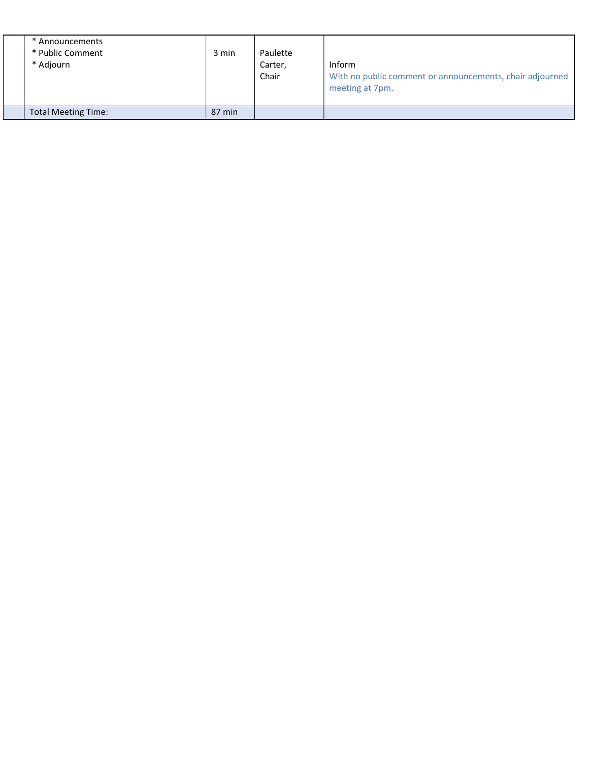| | | | | |
|---|---|---|---|---|
| | * Announcements<br>* Public Comment<br>* Adjourn | 3 min | Paulette Carter, Chair | Inform<br>With no public comment or announcements, chair adjourned meeting at 7pm. |
| | Total Meeting Time: | 87 min | | |